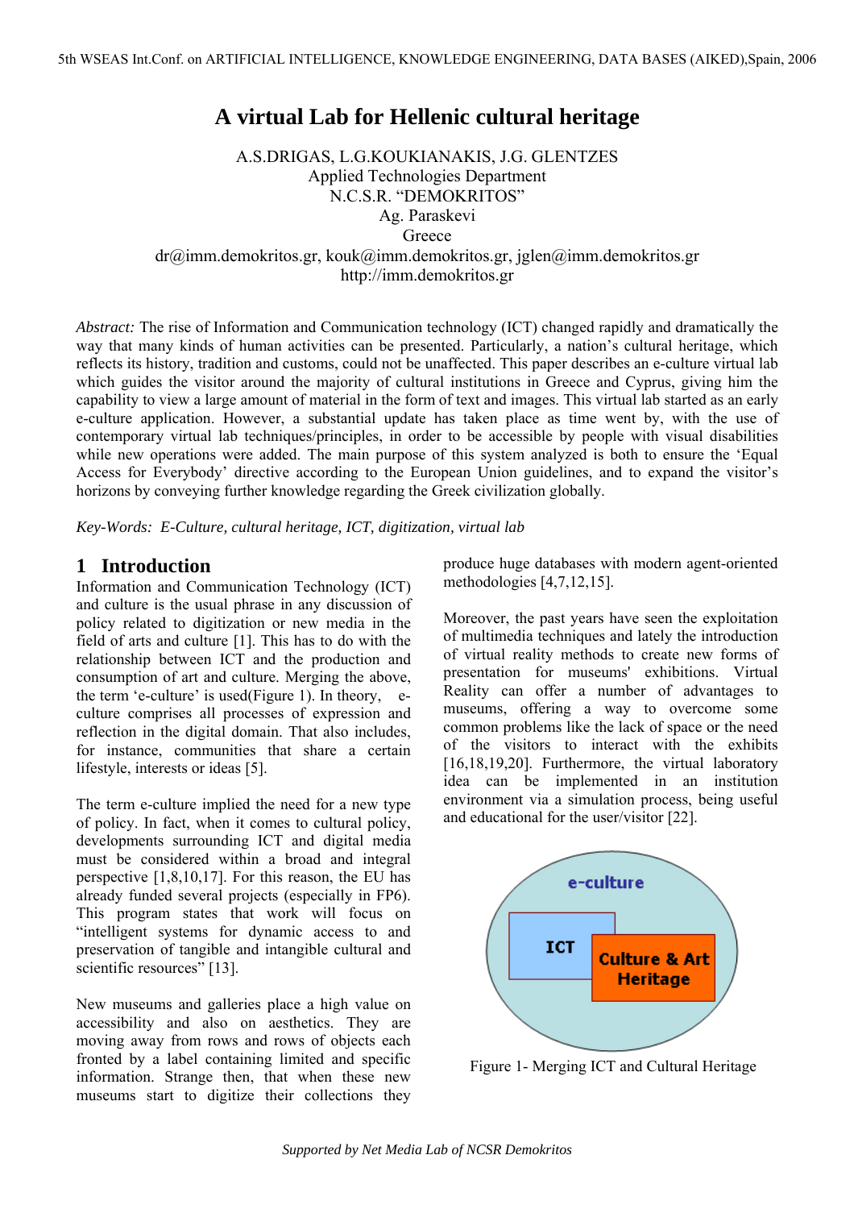# A virtual Lab for Hellenic cultural heritage

A.S.DRIGAS, L.G.KOUKIANAKIS, J.G. GLENTZES
Applied Technologies Department
N.C.S.R. "DEMOKRITOS"
Ag. Paraskevi
Greece
dr@imm.demokritos.gr, kouk@imm.demokritos.gr, jglen@imm.demokritos.gr
http://imm.demokritos.gr

*Abstract:* The rise of Information and Communication technology (ICT) changed rapidly and dramatically the way that many kinds of human activities can be presented. Particularly, a nation's cultural heritage, which reflects its history, tradition and customs, could not be unaffected. This paper describes an e-culture virtual lab which guides the visitor around the majority of cultural institutions in Greece and Cyprus, giving him the capability to view a large amount of material in the form of text and images. This virtual lab started as an early e-culture application. However, a substantial update has taken place as time went by, with the use of contemporary virtual lab techniques/principles, in order to be accessible by people with visual disabilities while new operations were added. The main purpose of this system analyzed is both to ensure the 'Equal Access for Everybody' directive according to the European Union guidelines, and to expand the visitor's horizons by conveying further knowledge regarding the Greek civilization globally.

*Key-Words: E-Culture, cultural heritage, ICT, digitization, virtual lab*

## 1 Introduction

Information and Communication Technology (ICT) and culture is the usual phrase in any discussion of policy related to digitization or new media in the field of arts and culture [1]. This has to do with the relationship between ICT and the production and consumption of art and culture. Merging the above, the term 'e-culture' is used(Figure 1). In theory, e-culture comprises all processes of expression and reflection in the digital domain. That also includes, for instance, communities that share a certain lifestyle, interests or ideas [5].

The term e-culture implied the need for a new type of policy. In fact, when it comes to cultural policy, developments surrounding ICT and digital media must be considered within a broad and integral perspective [1,8,10,17]. For this reason, the EU has already funded several projects (especially in FP6). This program states that work will focus on "intelligent systems for dynamic access to and preservation of tangible and intangible cultural and scientific resources" [13].

New museums and galleries place a high value on accessibility and also on aesthetics. They are moving away from rows and rows of objects each fronted by a label containing limited and specific information. Strange then, that when these new museums start to digitize their collections they produce huge databases with modern agent-oriented methodologies [4,7,12,15].

Moreover, the past years have seen the exploitation of multimedia techniques and lately the introduction of virtual reality methods to create new forms of presentation for museums' exhibitions. Virtual Reality can offer a number of advantages to museums, offering a way to overcome some common problems like the lack of space or the need of the visitors to interact with the exhibits [16,18,19,20]. Furthermore, the virtual laboratory idea can be implemented in an institution environment via a simulation process, being useful and educational for the user/visitor [22].

e-culture

ICT

Culture & Art Heritage

Figure 1- Merging ICT and Cultural Heritage

*Supported by Net Media Lab of NCSR Demokritos*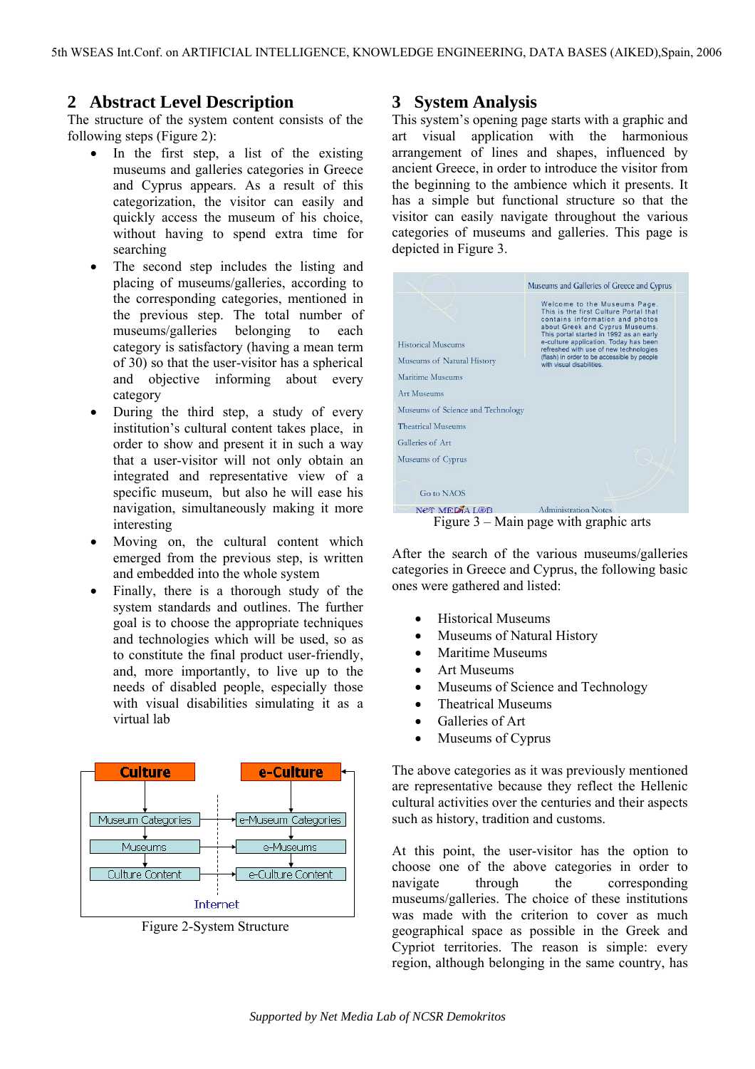## 2 Abstract Level Description

The structure of the system content consists of the following steps (Figure 2):

- In the first step, a list of the existing museums and galleries categories in Greece and Cyprus appears. As a result of this categorization, the visitor can easily and quickly access the museum of his choice, without having to spend extra time for searching
- The second step includes the listing and placing of museums/galleries, according to the corresponding categories, mentioned in the previous step. The total number of museums/galleries belonging to each category is satisfactory (having a mean term of 30) so that the user-visitor has a spherical and objective informing about every category
- During the third step, a study of every institution's cultural content takes place, in order to show and present it in such a way that a user-visitor will not only obtain an integrated and representative view of a specific museum, but also he will ease his navigation, simultaneously making it more interesting
- Moving on, the cultural content which emerged from the previous step, is written and embedded into the whole system
- Finally, there is a thorough study of the system standards and outlines. The further goal is to choose the appropriate techniques and technologies which will be used, so as to constitute the final product user-friendly, and, more importantly, to live up to the needs of disabled people, especially those with visual disabilities simulating it as a virtual lab

Culture | e-Culture
Museum Categories → e-Museum Categories
Museums → e-Museums
Culture Content → e-Culture Content
Internet

Figure 2-System Structure

## 3 System Analysis

This system's opening page starts with a graphic and art visual application with the harmonious arrangement of lines and shapes, influenced by ancient Greece, in order to introduce the visitor from the beginning to the ambience which it presents. It has a simple but functional structure so that the visitor can easily navigate throughout the various categories of museums and galleries. This page is depicted in Figure 3.

Museums and Galleries of Greece and Cyprus

Welcome to the Museums Page. This is the first Culture Portal that contains information and photos about Greek and Cyprus Museums. This portal started in 1992 as an early e-culture application. Today has been refreshed with use of new technologies (flash) in order to be accessible by people with visual disabilities.

Historical Museums
Museums of Natural History
Maritime Museums
Art Museums
Museums of Science and Technology
Theatrical Museums
Galleries of Art
Museums of Cyprus

Go to NAOS

NeT MEDIA L@B    Administration Notes

Figure 3 – Main page with graphic arts

After the search of the various museums/galleries categories in Greece and Cyprus, the following basic ones were gathered and listed:

- Historical Museums
- Museums of Natural History
- Maritime Museums
- Art Museums
- Museums of Science and Technology
- Theatrical Museums
- Galleries of Art
- Museums of Cyprus

The above categories as it was previously mentioned are representative because they reflect the Hellenic cultural activities over the centuries and their aspects such as history, tradition and customs.

At this point, the user-visitor has the option to choose one of the above categories in order to navigate through the corresponding museums/galleries. The choice of these institutions was made with the criterion to cover as much geographical space as possible in the Greek and Cypriot territories. The reason is simple: every region, although belonging in the same country, has

*Supported by Net Media Lab of NCSR Demokritos*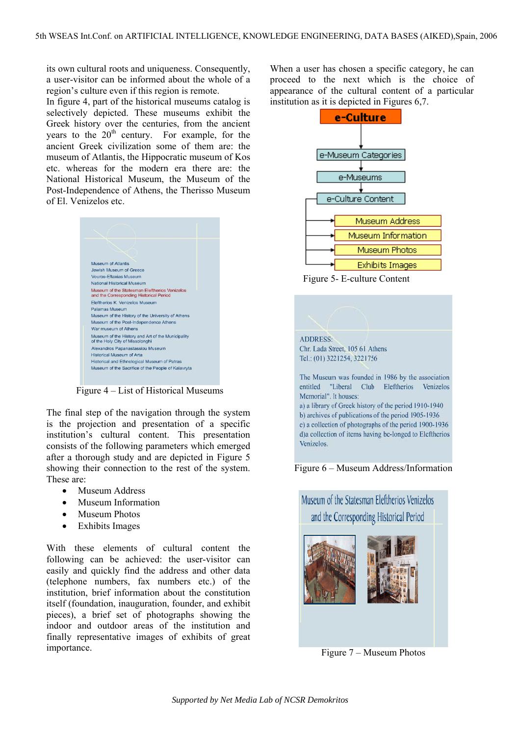its own cultural roots and uniqueness. Consequently, a user-visitor can be informed about the whole of a region's culture even if this region is remote.

In figure 4, part of the historical museums catalog is selectively depicted. These museums exhibit the Greek history over the centuries, from the ancient years to the 20th century. For example, for the ancient Greek civilization some of them are: the museum of Atlantis, the Hippocratic museum of Kos etc. whereas for the modern era there are: the National Historical Museum, the Museum of the Post-Independence of Athens, the Therisso Museum of El. Venizelos etc.

Museum of Atlantis
Jewish Museum of Greece
Vouros-Eftaxias Museum
National Historical Museum
Museum of the Statesman Eleftherios Venizelos and the Corresponding Historical Period
Eleftherios K. Venizelos Museum
Palamas Museum
Museum of the History of the University of Athens
Museum of the Post-Independence Athens
War museum of Athens
Museum of the History and Art of the Municipality of the Holy City of Missolonghi
Alexandros Papanastassiou Museum
Historical Museum of Arta
Historical and Ethnological Museum of Patras
Museum of the Sacrifice of the People of Kalavryta

Figure 4 – List of Historical Museums

The final step of the navigation through the system is the projection and presentation of a specific institution's cultural content. This presentation consists of the following parameters which emerged after a thorough study and are depicted in Figure 5 showing their connection to the rest of the system. These are:

- Museum Address
- Museum Information
- Museum Photos
- Exhibits Images

With these elements of cultural content the following can be achieved: the user-visitor can easily and quickly find the address and other data (telephone numbers, fax numbers etc.) of the institution, brief information about the constitution itself (foundation, inauguration, founder, and exhibit pieces), a brief set of photographs showing the indoor and outdoor areas of the institution and finally representative images of exhibits of great importance.

When a user has chosen a specific category, he can proceed to the next which is the choice of appearance of the cultural content of a particular institution as it is depicted in Figures 6,7.

e-Culture → e-Museum Categories → e-Museums → e-Culture Content → Museum Address, Museum Information, Museum Photos, Exhibits Images

Figure 5- E-culture Content

ADDRESS:
Chr. Lada Street, 105 61 Athens
Tel.: (01) 3221254, 3221756

The Museum was founded in 1986 by the association entitled "Liberal Club Eleftherios Venizelos Memorial". It houses:
a) a library of Greek history of the period 1910-1940
b) archives of publications of the period 1905-1936
c) a collection of photographs of the period 1900-1936
d) a collection of items having be-longed to Eleftherios Venizelos.

Figure 6 – Museum Address/Information

Museum of the Statesman Eleftherios Venizelos and the Corresponding Historical Period

Figure 7 – Museum Photos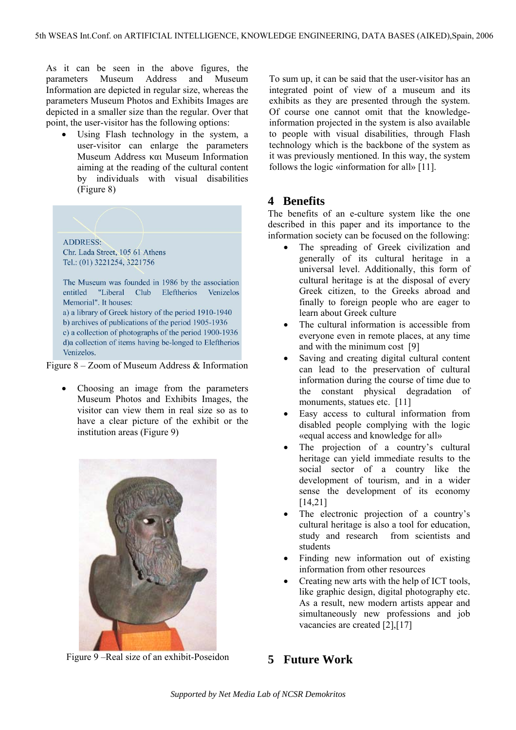As it can be seen in the above figures, the parameters Museum Address and Museum Information are depicted in regular size, whereas the parameters Museum Photos and Exhibits Images are depicted in a smaller size than the regular. Over that point, the user-visitor has the following options:

- Using Flash technology in the system, a user-visitor can enlarge the parameters Museum Address και Museum Information aiming at the reading of the cultural content by individuals with visual disabilities (Figure 8)

ADDRESS:
Chr. Lada Street, 105 61 Athens
Tel.: (01) 3221254, 3221756

The Museum was founded in 1986 by the association entitled "Liberal Club Eleftherios Venizelos Memorial". It houses:
a) a library of Greek history of the period 1910-1940
b) archives of publications of the period 1905-1936
c) a collection of photographs of the period 1900-1936
d)a collection of items having be-longed to Eleftherios Venizelos.

Figure 8 – Zoom of Museum Address & Information

- Choosing an image from the parameters Museum Photos and Exhibits Images, the visitor can view them in real size so as to have a clear picture of the exhibit or the institution areas (Figure 9)

Figure 9 –Real size of an exhibit-Poseidon

To sum up, it can be said that the user-visitor has an integrated point of view of a museum and its exhibits as they are presented through the system. Of course one cannot omit that the knowledge-information projected in the system is also available to people with visual disabilities, through Flash technology which is the backbone of the system as it was previously mentioned. In this way, the system follows the logic «information for all» [11].

## 4 Benefits

The benefits of an e-culture system like the one described in this paper and its importance to the information society can be focused on the following:

- The spreading of Greek civilization and generally of its cultural heritage in a universal level. Additionally, this form of cultural heritage is at the disposal of every Greek citizen, to the Greeks abroad and finally to foreign people who are eager to learn about Greek culture
- The cultural information is accessible from everyone even in remote places, at any time and with the minimum cost [9]
- Saving and creating digital cultural content can lead to the preservation of cultural information during the course of time due to the constant physical degradation of monuments, statues etc. [11]
- Easy access to cultural information from disabled people complying with the logic «equal access and knowledge for all»
- The projection of a country's cultural heritage can yield immediate results to the social sector of a country like the development of tourism, and in a wider sense the development of its economy [14,21]
- The electronic projection of a country's cultural heritage is also a tool for education, study and research from scientists and students
- Finding new information out of existing information from other resources
- Creating new arts with the help of ICT tools, like graphic design, digital photography etc. As a result, new modern artists appear and simultaneously new professions and job vacancies are created [2],[17]

## 5 Future Work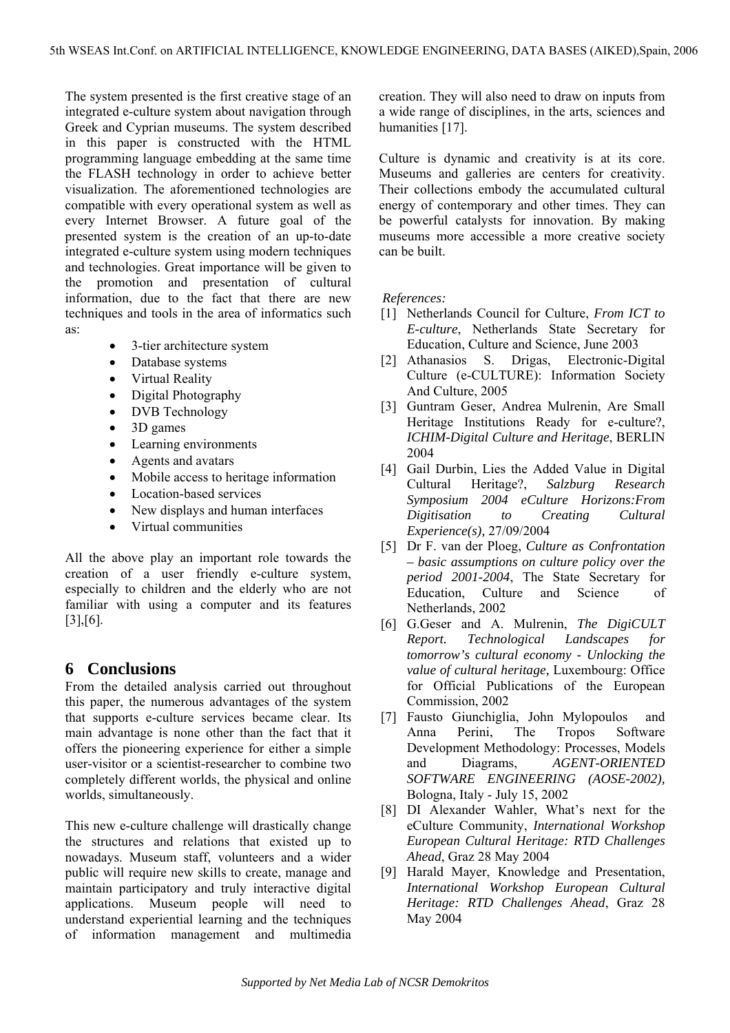The system presented is the first creative stage of an integrated e-culture system about navigation through Greek and Cyprian museums. The system described in this paper is constructed with the HTML programming language embedding at the same time the FLASH technology in order to achieve better visualization. The aforementioned technologies are compatible with every operational system as well as every Internet Browser. A future goal of the presented system is the creation of an up-to-date integrated e-culture system using modern techniques and technologies. Great importance will be given to the promotion and presentation of cultural information, due to the fact that there are new techniques and tools in the area of informatics such as:

- 3-tier architecture system
- Database systems
- Virtual Reality
- Digital Photography
- DVB Technology
- 3D games
- Learning environments
- Agents and avatars
- Mobile access to heritage information
- Location-based services
- New displays and human interfaces
- Virtual communities

All the above play an important role towards the creation of a user friendly e-culture system, especially to children and the elderly who are not familiar with using a computer and its features [3],[6].

## 6 Conclusions

From the detailed analysis carried out throughout this paper, the numerous advantages of the system that supports e-culture services became clear. Its main advantage is none other than the fact that it offers the pioneering experience for either a simple user-visitor or a scientist-researcher to combine two completely different worlds, the physical and online worlds, simultaneously.

This new e-culture challenge will drastically change the structures and relations that existed up to nowadays. Museum staff, volunteers and a wider public will require new skills to create, manage and maintain participatory and truly interactive digital applications. Museum people will need to understand experiential learning and the techniques of information management and multimedia creation. They will also need to draw on inputs from a wide range of disciplines, in the arts, sciences and humanities [17].

Culture is dynamic and creativity is at its core. Museums and galleries are centers for creativity. Their collections embody the accumulated cultural energy of contemporary and other times. They can be powerful catalysts for innovation. By making museums more accessible a more creative society can be built.

*References:*

[1] Netherlands Council for Culture, *From ICT to E-culture*, Netherlands State Secretary for Education, Culture and Science, June 2003

[2] Athanasios S. Drigas, Electronic-Digital Culture (e-CULTURE): Information Society And Culture, 2005

[3] Guntram Geser, Andrea Mulrenin, Are Small Heritage Institutions Ready for e-culture?, *ICHIM-Digital Culture and Heritage*, BERLIN 2004

[4] Gail Durbin, Lies the Added Value in Digital Cultural Heritage?, *Salzburg Research Symposium 2004 eCulture Horizons:From Digitisation to Creating Cultural Experience(s),* 27/09/2004

[5] Dr F. van der Ploeg, *Culture as Confrontation – basic assumptions on culture policy over the period 2001-2004*, The State Secretary for Education, Culture and Science of Netherlands, 2002

[6] G.Geser and A. Mulrenin, *The DigiCULT Report. Technological Landscapes for tomorrow's cultural economy - Unlocking the value of cultural heritage,* Luxembourg: Office for Official Publications of the European Commission, 2002

[7] Fausto Giunchiglia, John Mylopoulos and Anna Perini, The Tropos Software Development Methodology: Processes, Models and Diagrams, *AGENT-ORIENTED SOFTWARE ENGINEERING (AOSE-2002),* Bologna, Italy - July 15, 2002

[8] DI Alexander Wahler, What's next for the eCulture Community, *International Workshop European Cultural Heritage: RTD Challenges Ahead*, Graz 28 May 2004

[9] Harald Mayer, Knowledge and Presentation, *International Workshop European Cultural Heritage: RTD Challenges Ahead*, Graz 28 May 2004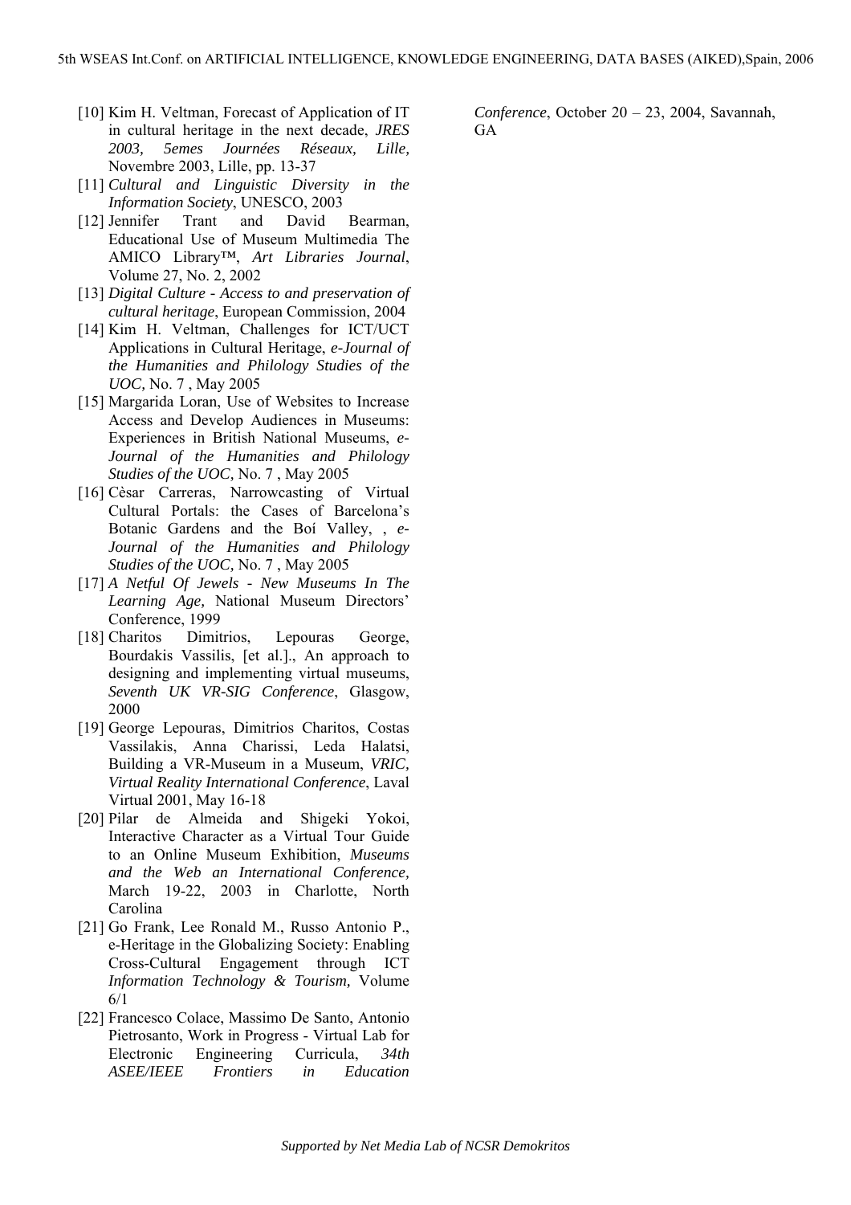[10] Kim H. Veltman, Forecast of Application of IT in cultural heritage in the next decade, *JRES 2003, 5emes Journées Réseaux, Lille,* Novembre 2003, Lille, pp. 13-37

[11] *Cultural and Linguistic Diversity in the Information Society*, UNESCO, 2003

[12] Jennifer Trant and David Bearman, Educational Use of Museum Multimedia The AMICO Library™, *Art Libraries Journal*, Volume 27, No. 2, 2002

[13] *Digital Culture - Access to and preservation of cultural heritage*, European Commission, 2004

[14] Kim H. Veltman, Challenges for ICT/UCT Applications in Cultural Heritage, *e-Journal of the Humanities and Philology Studies of the UOC,* No. 7 , May 2005

[15] Margarida Loran, Use of Websites to Increase Access and Develop Audiences in Museums: Experiences in British National Museums, *e-Journal of the Humanities and Philology Studies of the UOC,* No. 7 , May 2005

[16] Cèsar Carreras, Narrowcasting of Virtual Cultural Portals: the Cases of Barcelona's Botanic Gardens and the Boí Valley, , *e-Journal of the Humanities and Philology Studies of the UOC,* No. 7 , May 2005

[17] *A Netful Of Jewels - New Museums In The Learning Age,* National Museum Directors' Conference, 1999

[18] Charitos Dimitrios, Lepouras George, Bourdakis Vassilis, [et al.]., An approach to designing and implementing virtual museums, *Seventh UK VR-SIG Conference*, Glasgow, 2000

[19] George Lepouras, Dimitrios Charitos, Costas Vassilakis, Anna Charissi, Leda Halatsi, Building a VR-Museum in a Museum, *VRIC, Virtual Reality International Conference*, Laval Virtual 2001, May 16-18

[20] Pilar de Almeida and Shigeki Yokoi, Interactive Character as a Virtual Tour Guide to an Online Museum Exhibition, *Museums and the Web an International Conference,* March 19-22, 2003 in Charlotte, North Carolina

[21] Go Frank, Lee Ronald M., Russo Antonio P., e-Heritage in the Globalizing Society: Enabling Cross-Cultural Engagement through ICT *Information Technology & Tourism,* Volume 6/1

[22] Francesco Colace, Massimo De Santo, Antonio Pietrosanto, Work in Progress - Virtual Lab for Electronic Engineering Curricula, *34th ASEE/IEEE Frontiers in Education Conference*, October 20 – 23, 2004, Savannah, GA

*Supported by Net Media Lab of NCSR Demokritos*